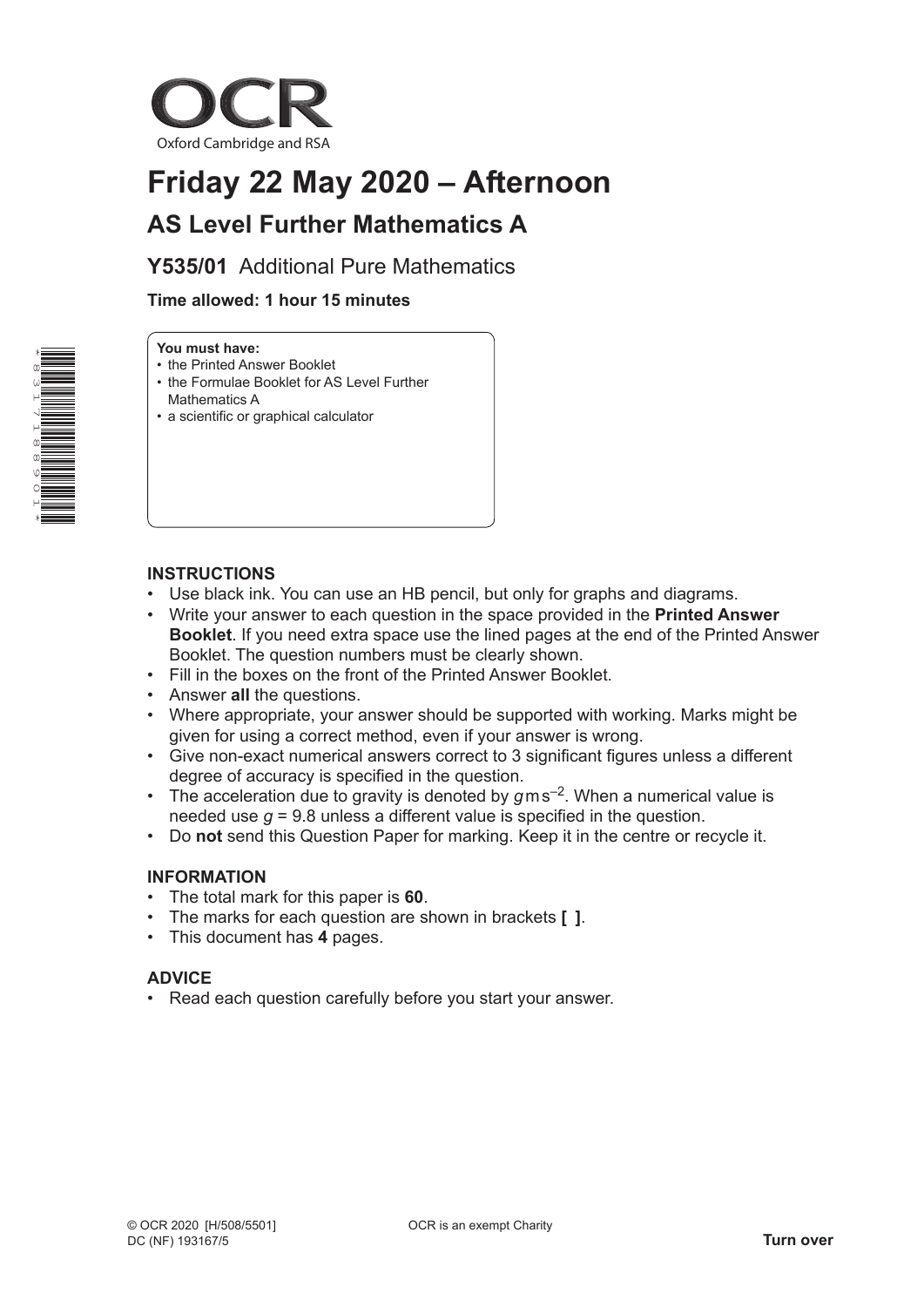OCR

Oxford Cambridge and RSA

# Friday 22 May 2020 – Afternoon

## AS Level Further Mathematics A

**Y535/01** Additional Pure Mathematics

**Time allowed: 1 hour 15 minutes**

**You must have:**
- the Printed Answer Booklet
- the Formulae Booklet for AS Level Further Mathematics A
- a scientific or graphical calculator

### INSTRUCTIONS

- Use black ink. You can use an HB pencil, but only for graphs and diagrams.
- Write your answer to each question in the space provided in the **Printed Answer Booklet**. If you need extra space use the lined pages at the end of the Printed Answer Booklet. The question numbers must be clearly shown.
- Fill in the boxes on the front of the Printed Answer Booklet.
- Answer **all** the questions.
- Where appropriate, your answer should be supported with working. Marks might be given for using a correct method, even if your answer is wrong.
- Give non-exact numerical answers correct to 3 significant figures unless a different degree of accuracy is specified in the question.
- The acceleration due to gravity is denoted by $g\,\text{m}\,\text{s}^{-2}$. When a numerical value is needed use $g = 9.8$ unless a different value is specified in the question.
- Do **not** send this Question Paper for marking. Keep it in the centre or recycle it.

### INFORMATION

- The total mark for this paper is **60**.
- The marks for each question are shown in brackets **[ ]**.
- This document has **4** pages.

### ADVICE

- Read each question carefully before you start your answer.

© OCR 2020 [H/508/5501]
DC (NF) 193167/5

OCR is an exempt Charity

**Turn over**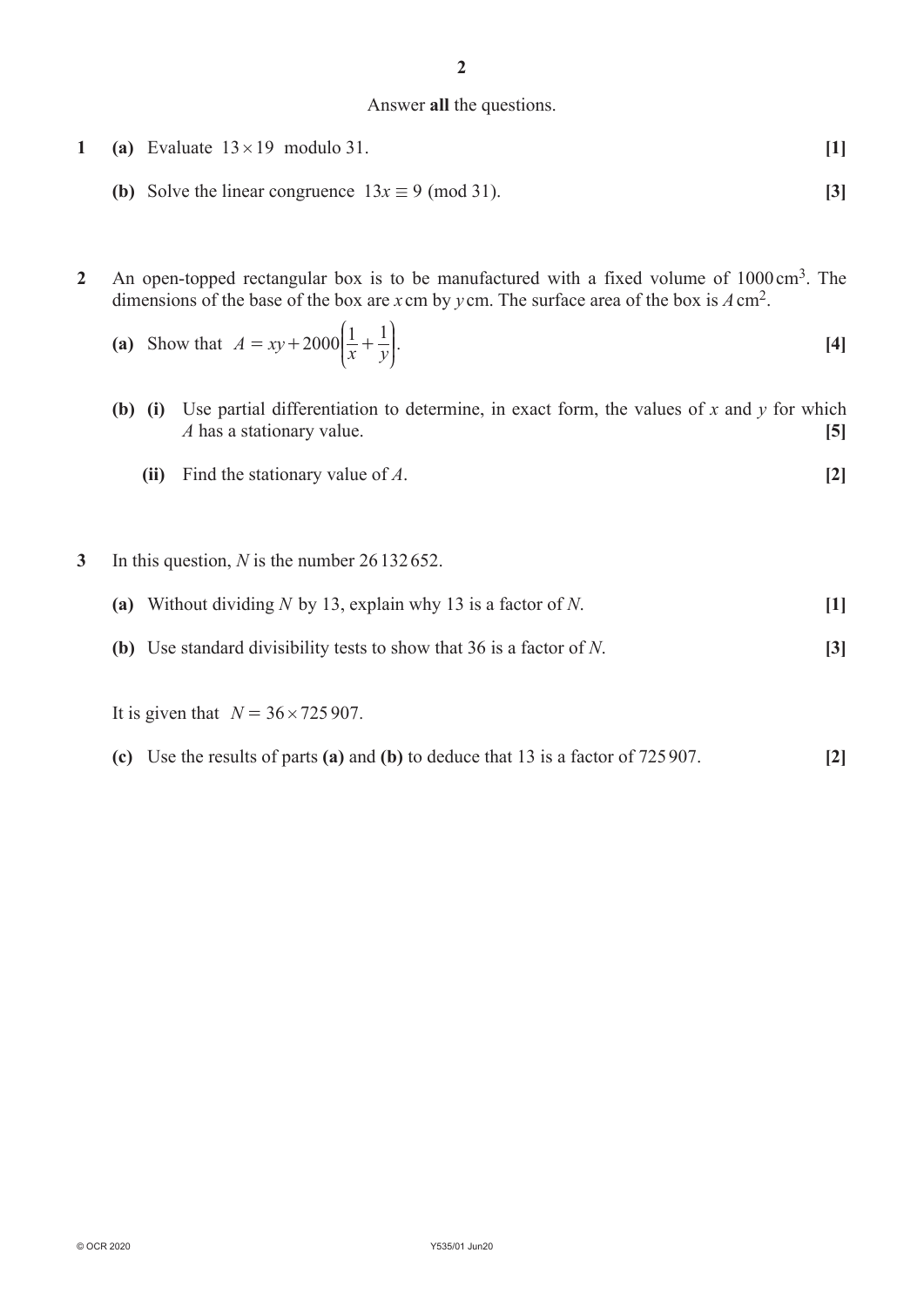Answer **all** the questions.

**1** **(a)** Evaluate $13 \times 19$ modulo 31. **[1]**

**(b)** Solve the linear congruence $13x \equiv 9 \pmod{31}$. **[3]**

**2** An open-topped rectangular box is to be manufactured with a fixed volume of $1000\,\text{cm}^3$. The dimensions of the base of the box are $x$ cm by $y$ cm. The surface area of the box is $A\,\text{cm}^2$.

**(a)** Show that $A = xy + 2000\left(\frac{1}{x} + \frac{1}{y}\right)$. **[4]**

**(b)** **(i)** Use partial differentiation to determine, in exact form, the values of $x$ and $y$ for which $A$ has a stationary value. **[5]**

**(ii)** Find the stationary value of $A$. **[2]**

**3** In this question, $N$ is the number 26 132 652.

**(a)** Without dividing $N$ by 13, explain why 13 is a factor of $N$. **[1]**

**(b)** Use standard divisibility tests to show that 36 is a factor of $N$. **[3]**

It is given that $N = 36 \times 725\,907$.

**(c)** Use the results of parts **(a)** and **(b)** to deduce that 13 is a factor of 725 907. **[2]**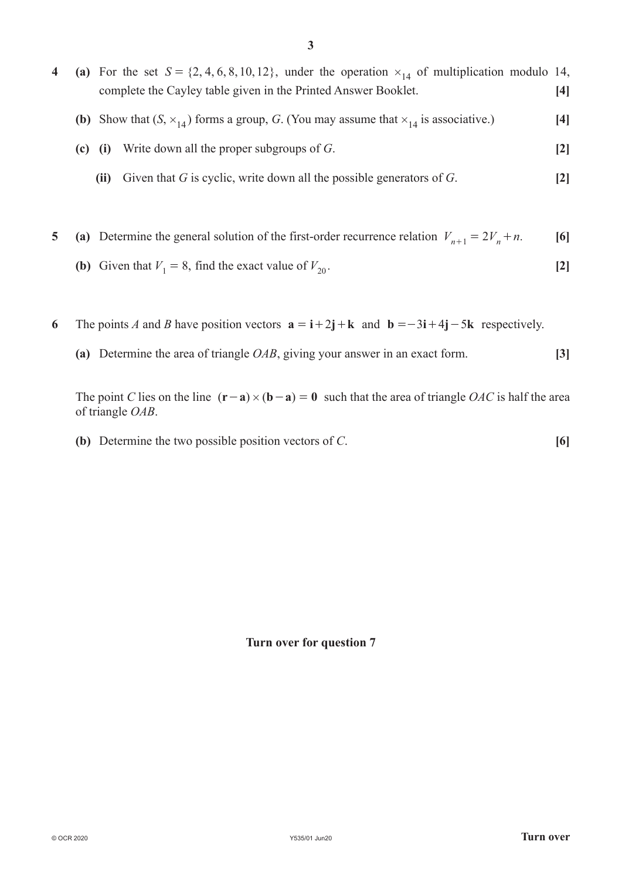**4** **(a)** For the set $S = \{2, 4, 6, 8, 10, 12\}$, under the operation $\times_{14}$ of multiplication modulo 14, complete the Cayley table given in the Printed Answer Booklet. **[4]**

**(b)** Show that $(S, \times_{14})$ forms a group, $G$. (You may assume that $\times_{14}$ is associative.) **[4]**

**(c)** **(i)** Write down all the proper subgroups of $G$. **[2]**

**(ii)** Given that $G$ is cyclic, write down all the possible generators of $G$. **[2]**

**5** **(a)** Determine the general solution of the first-order recurrence relation $V_{n+1} = 2V_n + n$. **[6]**

**(b)** Given that $V_1 = 8$, find the exact value of $V_{20}$. **[2]**

**6** The points $A$ and $B$ have position vectors $\mathbf{a} = \mathbf{i} + 2\mathbf{j} + \mathbf{k}$ and $\mathbf{b} = -3\mathbf{i} + 4\mathbf{j} - 5\mathbf{k}$ respectively.

**(a)** Determine the area of triangle $OAB$, giving your answer in an exact form. **[3]**

The point $C$ lies on the line $(\mathbf{r} - \mathbf{a}) \times (\mathbf{b} - \mathbf{a}) = \mathbf{0}$ such that the area of triangle $OAC$ is half the area of triangle $OAB$.

**(b)** Determine the two possible position vectors of $C$. **[6]**

**Turn over for question 7**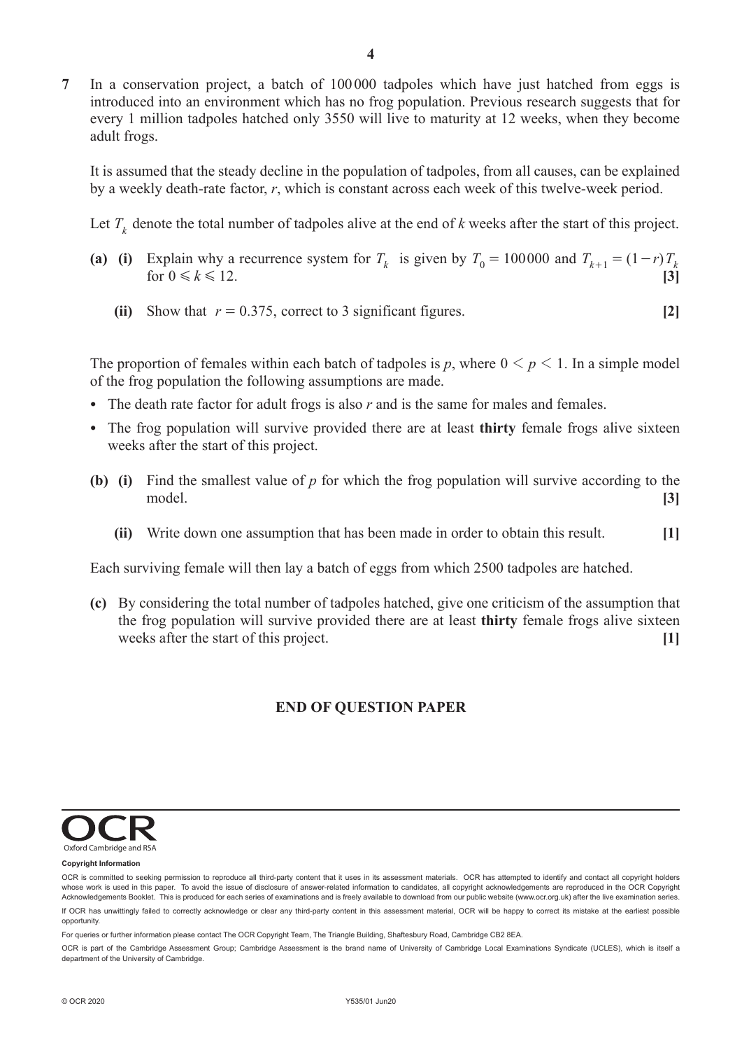**7** In a conservation project, a batch of 100 000 tadpoles which have just hatched from eggs is introduced into an environment which has no frog population. Previous research suggests that for every 1 million tadpoles hatched only 3550 will live to maturity at 12 weeks, when they become adult frogs.

It is assumed that the steady decline in the population of tadpoles, from all causes, can be explained by a weekly death-rate factor, $r$, which is constant across each week of this twelve-week period.

Let $T_k$ denote the total number of tadpoles alive at the end of $k$ weeks after the start of this project.

**(a)** **(i)** Explain why a recurrence system for $T_k$ is given by $T_0 = 100000$ and $T_{k+1} = (1-r)T_k$ for $0 \leqslant k \leqslant 12$. **[3]**

**(ii)** Show that $r = 0.375$, correct to 3 significant figures. **[2]**

The proportion of females within each batch of tadpoles is $p$, where $0 < p < 1$. In a simple model of the frog population the following assumptions are made.

- The death rate factor for adult frogs is also $r$ and is the same for males and females.
- The frog population will survive provided there are at least **thirty** female frogs alive sixteen weeks after the start of this project.

**(b)** **(i)** Find the smallest value of $p$ for which the frog population will survive according to the model. **[3]**

**(ii)** Write down one assumption that has been made in order to obtain this result. **[1]**

Each surviving female will then lay a batch of eggs from which 2500 tadpoles are hatched.

**(c)** By considering the total number of tadpoles hatched, give one criticism of the assumption that the frog population will survive provided there are at least **thirty** female frogs alive sixteen weeks after the start of this project. **[1]**

**END OF QUESTION PAPER**

**Copyright Information**

OCR is committed to seeking permission to reproduce all third-party content that it uses in its assessment materials. OCR has attempted to identify and contact all copyright holders whose work is used in this paper. To avoid the issue of disclosure of answer-related information to candidates, all copyright acknowledgements are reproduced in the OCR Copyright Acknowledgements Booklet. This is produced for each series of examinations and is freely available to download from our public website (www.ocr.org.uk) after the live examination series.

If OCR has unwittingly failed to correctly acknowledge or clear any third-party content in this assessment material, OCR will be happy to correct its mistake at the earliest possible opportunity.

For queries or further information please contact The OCR Copyright Team, The Triangle Building, Shaftesbury Road, Cambridge CB2 8EA.

OCR is part of the Cambridge Assessment Group; Cambridge Assessment is the brand name of University of Cambridge Local Examinations Syndicate (UCLES), which is itself a department of the University of Cambridge.